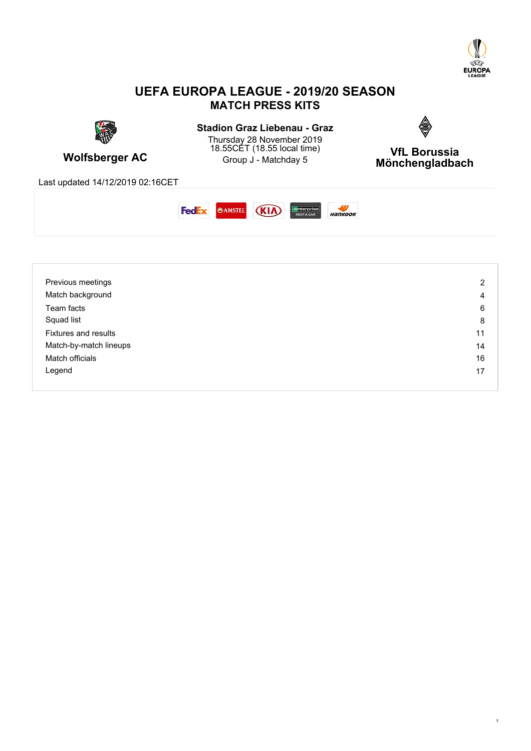# UEFA EUROPA LEAGUE - 2019/20 SEASON

## MATCH PRESS KITS

**Wolfsberger AC**

**Stadion Graz Liebenau - Graz**
Thursday 28 November 2019
18.55CET (18.55 local time)
Group J - Matchday 5

**VfL Borussia Mönchengladbach**

Last updated 14/12/2019 02:16CET

| | |
|---|---|
| Previous meetings | 2 |
| Match background | 4 |
| Team facts | 6 |
| Squad list | 8 |
| Fixtures and results | 11 |
| Match-by-match lineups | 14 |
| Match officials | 16 |
| Legend | 17 |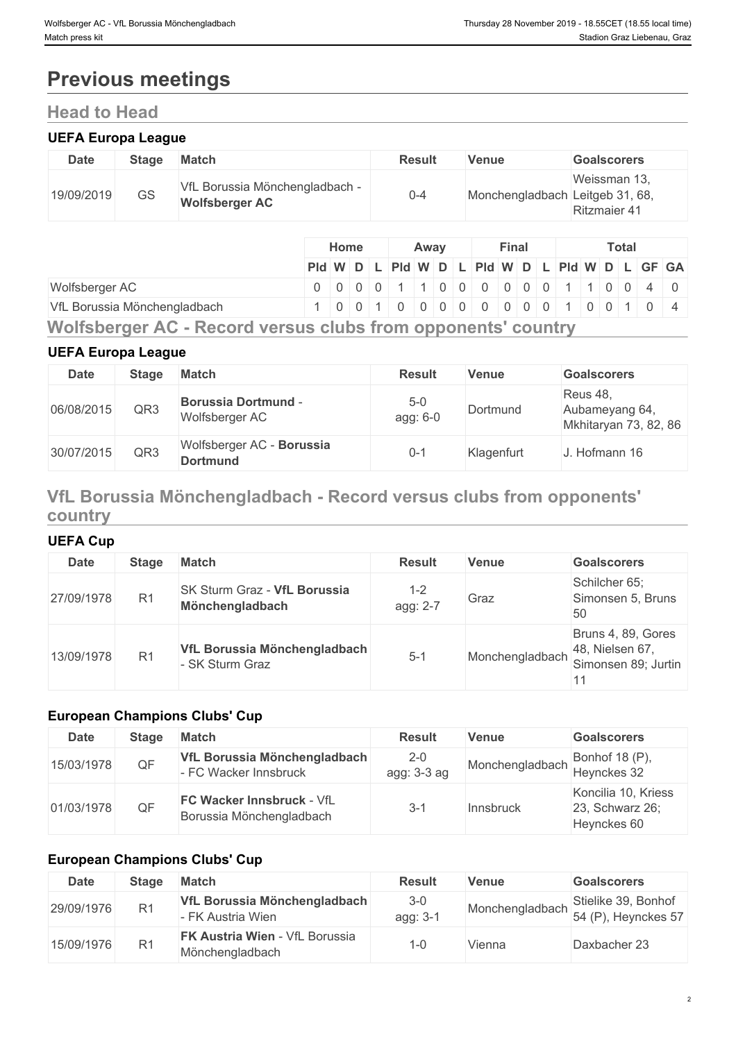# Previous meetings

## Head to Head

### UEFA Europa League

| Date | Stage | Match | Result | Venue | Goalscorers |
|---|---|---|---|---|---|
| 19/09/2019 | GS | VfL Borussia Mönchengladbach - **Wolfsberger AC** | 0-4 | Monchengladbach | Weissman 13, Leitgeb 31, 68, Ritzmaier 41 |

| | Home | | | | Away | | | | Final | | | | Total | | | | | |
|---|---|---|---|---|---|---|---|---|---|---|---|---|---|---|---|---|---|---|
| | Pld | W | D | L | Pld | W | D | L | Pld | W | D | L | Pld | W | D | L | GF | GA |
| Wolfsberger AC | 0 | 0 | 0 | 0 | 1 | 1 | 0 | 0 | 0 | 0 | 0 | 0 | 1 | 1 | 0 | 0 | 4 | 0 |
| VfL Borussia Mönchengladbach | 1 | 0 | 0 | 1 | 0 | 0 | 0 | 0 | 0 | 0 | 0 | 0 | 1 | 0 | 0 | 1 | 0 | 4 |

## Wolfsberger AC - Record versus clubs from opponents' country

### UEFA Europa League

| Date | Stage | Match | Result | Venue | Goalscorers |
|---|---|---|---|---|---|
| 06/08/2015 | QR3 | **Borussia Dortmund** - Wolfsberger AC | 5-0 agg: 6-0 | Dortmund | Reus 48, Aubameyang 64, Mkhitaryan 73, 82, 86 |
| 30/07/2015 | QR3 | Wolfsberger AC - **Borussia Dortmund** | 0-1 | Klagenfurt | J. Hofmann 16 |

## VfL Borussia Mönchengladbach - Record versus clubs from opponents' country

### UEFA Cup

| Date | Stage | Match | Result | Venue | Goalscorers |
|---|---|---|---|---|---|
| 27/09/1978 | R1 | SK Sturm Graz - **VfL Borussia Mönchengladbach** | 1-2 agg: 2-7 | Graz | Schilcher 65; Simonsen 5, Bruns 50 |
| 13/09/1978 | R1 | **VfL Borussia Mönchengladbach** - SK Sturm Graz | 5-1 | Monchengladbach | Bruns 4, 89, Gores 48, Nielsen 67, Simonsen 89; Jurtin 11 |

### European Champions Clubs' Cup

| Date | Stage | Match | Result | Venue | Goalscorers |
|---|---|---|---|---|---|
| 15/03/1978 | QF | **VfL Borussia Mönchengladbach** - FC Wacker Innsbruck | 2-0 agg: 3-3 ag | Monchengladbach | Bonhof 18 (P), Heynckes 32 |
| 01/03/1978 | QF | **FC Wacker Innsbruck** - VfL Borussia Mönchengladbach | 3-1 | Innsbruck | Koncilia 10, Kriess 23, Schwarz 26; Heynckes 60 |

### European Champions Clubs' Cup

| Date | Stage | Match | Result | Venue | Goalscorers |
|---|---|---|---|---|---|
| 29/09/1976 | R1 | **VfL Borussia Mönchengladbach** - FK Austria Wien | 3-0 agg: 3-1 | Monchengladbach | Stielike 39, Bonhof 54 (P), Heynckes 57 |
| 15/09/1976 | R1 | **FK Austria Wien** - VfL Borussia Mönchengladbach | 1-0 | Vienna | Daxbacher 23 |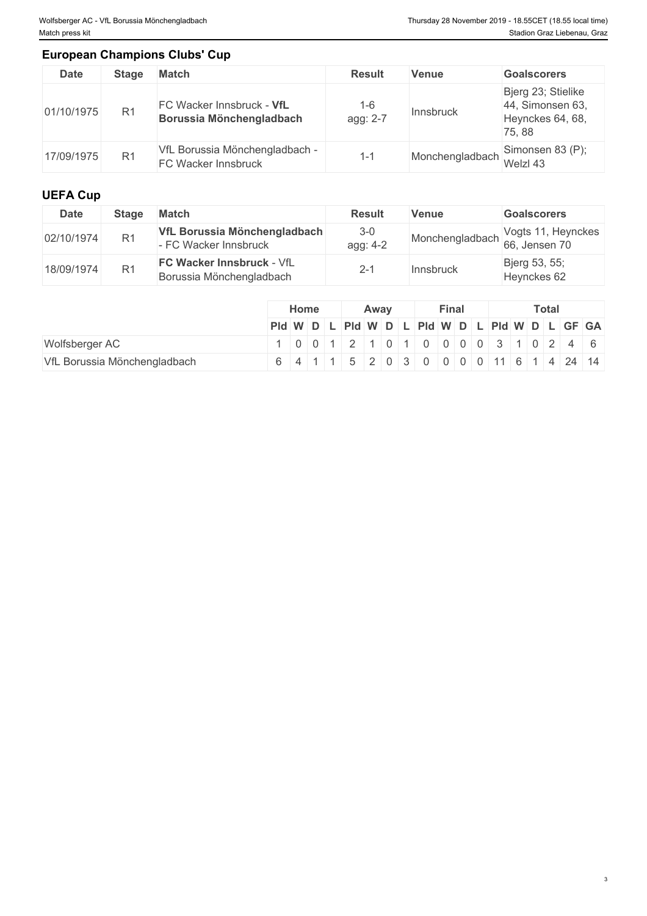## European Champions Clubs' Cup

| Date | Stage | Match | Result | Venue | Goalscorers |
|---|---|---|---|---|---|
| 01/10/1975 | R1 | FC Wacker Innsbruck - **VfL Borussia Mönchengladbach** | 1-6 agg: 2-7 | Innsbruck | Bjerg 23; Stielike 44, Simonsen 63, Heynckes 64, 68, 75, 88 |
| 17/09/1975 | R1 | VfL Borussia Mönchengladbach - FC Wacker Innsbruck | 1-1 | Monchengladbach | Simonsen 83 (P); Welzl 43 |

## UEFA Cup

| Date | Stage | Match | Result | Venue | Goalscorers |
|---|---|---|---|---|---|
| 02/10/1974 | R1 | **VfL Borussia Mönchengladbach** - FC Wacker Innsbruck | 3-0 agg: 4-2 | Monchengladbach | Vogts 11, Heynckes 66, Jensen 70 |
| 18/09/1974 | R1 | **FC Wacker Innsbruck** - VfL Borussia Mönchengladbach | 2-1 | Innsbruck | Bjerg 53, 55; Heynckes 62 |

| | Home | | | | Away | | | | Final | | | | Total | | | | | |
|---|---|---|---|---|---|---|---|---|---|---|---|---|---|---|---|---|---|---|
| | Pld | W | D | L | Pld | W | D | L | Pld | W | D | L | Pld | W | D | L | GF | GA |
| Wolfsberger AC | 1 | 0 | 0 | 1 | 2 | 1 | 0 | 1 | 0 | 0 | 0 | 0 | 3 | 1 | 0 | 2 | 4 | 6 |
| VfL Borussia Mönchengladbach | 6 | 4 | 1 | 1 | 5 | 2 | 0 | 3 | 0 | 0 | 0 | 0 | 11 | 6 | 1 | 4 | 24 | 14 |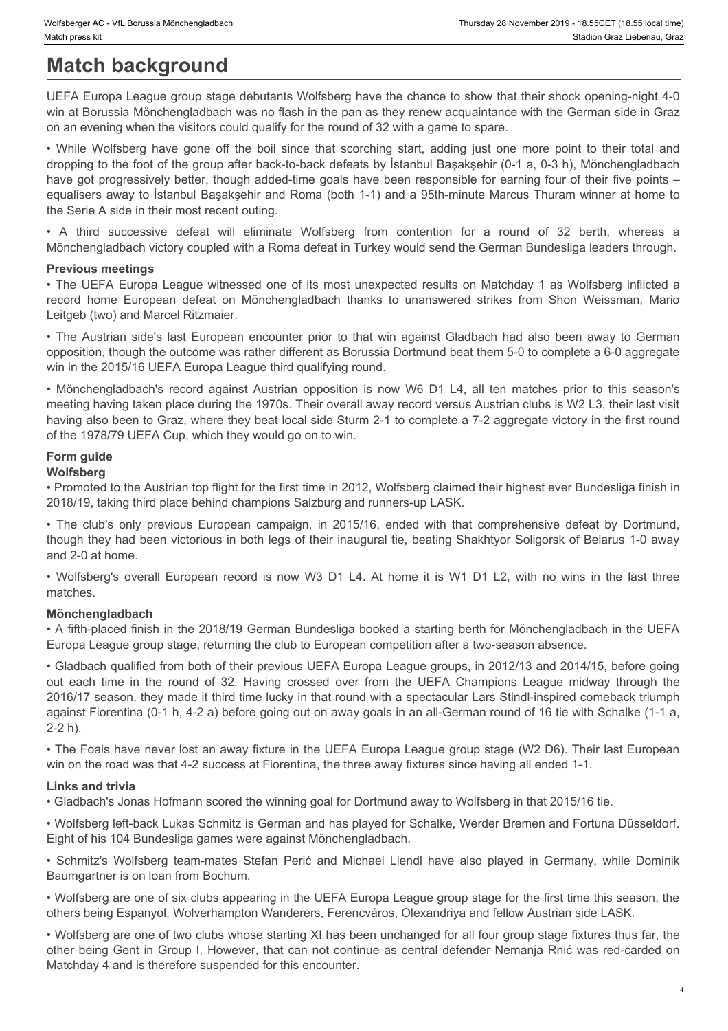# Match background

UEFA Europa League group stage debutants Wolfsberg have the chance to show that their shock opening-night 4-0 win at Borussia Mönchengladbach was no flash in the pan as they renew acquaintance with the German side in Graz on an evening when the visitors could qualify for the round of 32 with a game to spare.

• While Wolfsberg have gone off the boil since that scorching start, adding just one more point to their total and dropping to the foot of the group after back-to-back defeats by İstanbul Başakşehir (0-1 a, 0-3 h), Mönchengladbach have got progressively better, though added-time goals have been responsible for earning four of their five points – equalisers away to İstanbul Başakşehir and Roma (both 1-1) and a 95th-minute Marcus Thuram winner at home to the Serie A side in their most recent outing.

• A third successive defeat will eliminate Wolfsberg from contention for a round of 32 berth, whereas a Mönchengladbach victory coupled with a Roma defeat in Turkey would send the German Bundesliga leaders through.

### Previous meetings

• The UEFA Europa League witnessed one of its most unexpected results on Matchday 1 as Wolfsberg inflicted a record home European defeat on Mönchengladbach thanks to unanswered strikes from Shon Weissman, Mario Leitgeb (two) and Marcel Ritzmaier.

• The Austrian side's last European encounter prior to that win against Gladbach had also been away to German opposition, though the outcome was rather different as Borussia Dortmund beat them 5-0 to complete a 6-0 aggregate win in the 2015/16 UEFA Europa League third qualifying round.

• Mönchengladbach's record against Austrian opposition is now W6 D1 L4, all ten matches prior to this season's meeting having taken place during the 1970s. Their overall away record versus Austrian clubs is W2 L3, their last visit having also been to Graz, where they beat local side Sturm 2-1 to complete a 7-2 aggregate victory in the first round of the 1978/79 UEFA Cup, which they would go on to win.

### Form guide

#### Wolfsberg

• Promoted to the Austrian top flight for the first time in 2012, Wolfsberg claimed their highest ever Bundesliga finish in 2018/19, taking third place behind champions Salzburg and runners-up LASK.

• The club's only previous European campaign, in 2015/16, ended with that comprehensive defeat by Dortmund, though they had been victorious in both legs of their inaugural tie, beating Shakhtyor Soligorsk of Belarus 1-0 away and 2-0 at home.

• Wolfsberg's overall European record is now W3 D1 L4. At home it is W1 D1 L2, with no wins in the last three matches.

#### Mönchengladbach

• A fifth-placed finish in the 2018/19 German Bundesliga booked a starting berth for Mönchengladbach in the UEFA Europa League group stage, returning the club to European competition after a two-season absence.

• Gladbach qualified from both of their previous UEFA Europa League groups, in 2012/13 and 2014/15, before going out each time in the round of 32. Having crossed over from the UEFA Champions League midway through the 2016/17 season, they made it third time lucky in that round with a spectacular Lars Stindl-inspired comeback triumph against Fiorentina (0-1 h, 4-2 a) before going out on away goals in an all-German round of 16 tie with Schalke (1-1 a, 2-2 h).

• The Foals have never lost an away fixture in the UEFA Europa League group stage (W2 D6). Their last European win on the road was that 4-2 success at Fiorentina, the three away fixtures since having all ended 1-1.

### Links and trivia

• Gladbach's Jonas Hofmann scored the winning goal for Dortmund away to Wolfsberg in that 2015/16 tie.

• Wolfsberg left-back Lukas Schmitz is German and has played for Schalke, Werder Bremen and Fortuna Düsseldorf. Eight of his 104 Bundesliga games were against Mönchengladbach.

• Schmitz's Wolfsberg team-mates Stefan Perić and Michael Liendl have also played in Germany, while Dominik Baumgartner is on loan from Bochum.

• Wolfsberg are one of six clubs appearing in the UEFA Europa League group stage for the first time this season, the others being Espanyol, Wolverhampton Wanderers, Ferencváros, Olexandriya and fellow Austrian side LASK.

• Wolfsberg are one of two clubs whose starting XI has been unchanged for all four group stage fixtures thus far, the other being Gent in Group I. However, that can not continue as central defender Nemanja Rnić was red-carded on Matchday 4 and is therefore suspended for this encounter.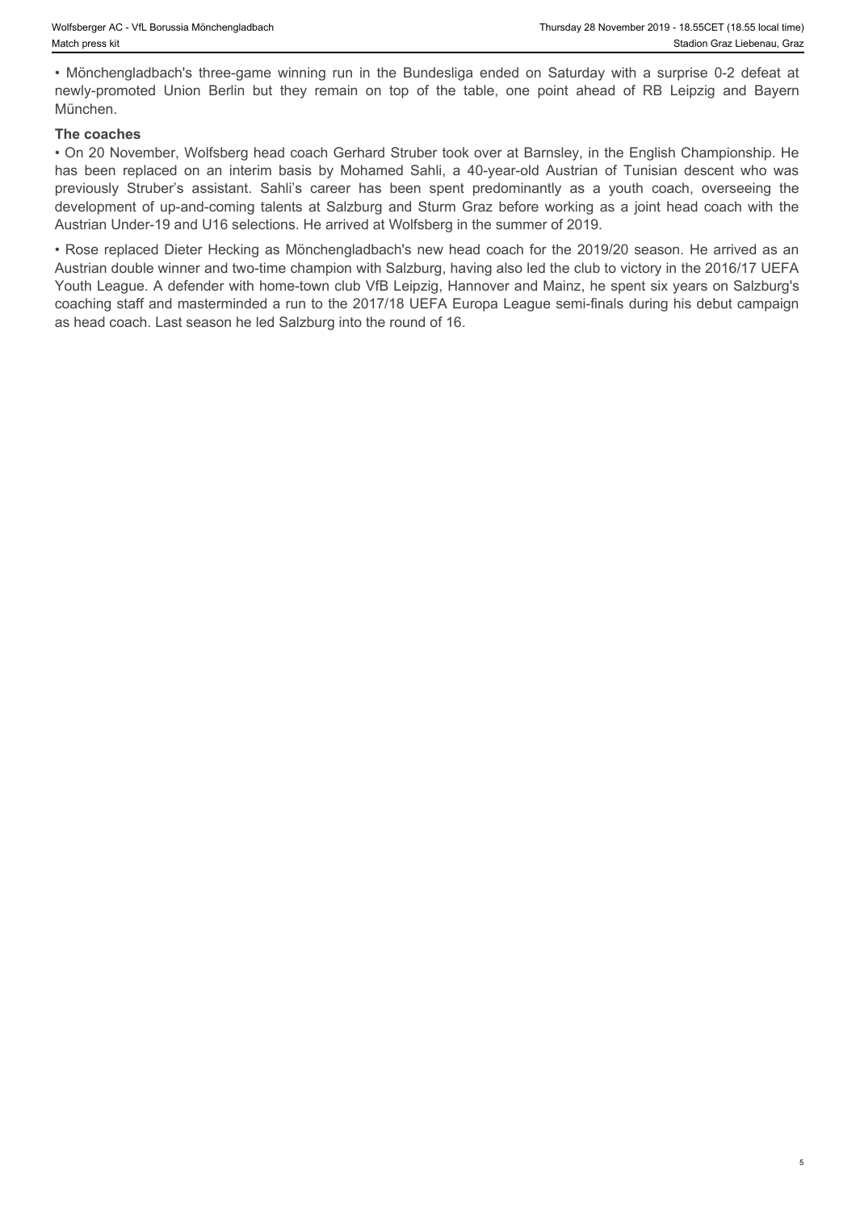• Mönchengladbach's three-game winning run in the Bundesliga ended on Saturday with a surprise 0-2 defeat at newly-promoted Union Berlin but they remain on top of the table, one point ahead of RB Leipzig and Bayern München.

**The coaches**

• On 20 November, Wolfsberg head coach Gerhard Struber took over at Barnsley, in the English Championship. He has been replaced on an interim basis by Mohamed Sahli, a 40-year-old Austrian of Tunisian descent who was previously Struber's assistant. Sahli's career has been spent predominantly as a youth coach, overseeing the development of up-and-coming talents at Salzburg and Sturm Graz before working as a joint head coach with the Austrian Under-19 and U16 selections. He arrived at Wolfsberg in the summer of 2019.

• Rose replaced Dieter Hecking as Mönchengladbach's new head coach for the 2019/20 season. He arrived as an Austrian double winner and two-time champion with Salzburg, having also led the club to victory in the 2016/17 UEFA Youth League. A defender with home-town club VfB Leipzig, Hannover and Mainz, he spent six years on Salzburg's coaching staff and masterminded a run to the 2017/18 UEFA Europa League semi-finals during his debut campaign as head coach. Last season he led Salzburg into the round of 16.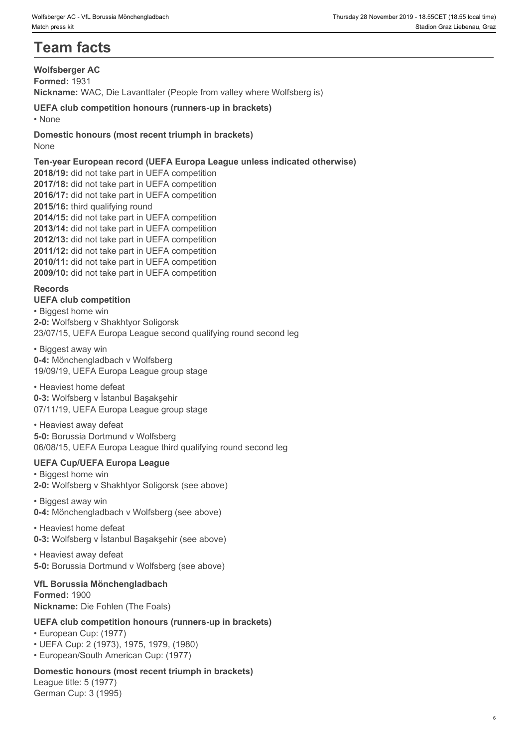# Team facts

### Wolfsberger AC

**Formed:** 1931
**Nickname:** WAC, Die Lavanttaler (People from valley where Wolfsberg is)

**UEFA club competition honours (runners-up in brackets)**
- None

**Domestic honours (most recent triumph in brackets)**
None

**Ten-year European record (UEFA Europa League unless indicated otherwise)**
**2018/19:** did not take part in UEFA competition
**2017/18:** did not take part in UEFA competition
**2016/17:** did not take part in UEFA competition
**2015/16:** third qualifying round
**2014/15:** did not take part in UEFA competition
**2013/14:** did not take part in UEFA competition
**2012/13:** did not take part in UEFA competition
**2011/12:** did not take part in UEFA competition
**2010/11:** did not take part in UEFA competition
**2009/10:** did not take part in UEFA competition

#### Records

**UEFA club competition**

- Biggest home win
**2-0:** Wolfsberg v Shakhtyor Soligorsk
23/07/15, UEFA Europa League second qualifying round second leg

- Biggest away win
**0-4:** Mönchengladbach v Wolfsberg
19/09/19, UEFA Europa League group stage

- Heaviest home defeat
**0-3:** Wolfsberg v İstanbul Başakşehir
07/11/19, UEFA Europa League group stage

- Heaviest away defeat
**5-0:** Borussia Dortmund v Wolfsberg
06/08/15, UEFA Europa League third qualifying round second leg

**UEFA Cup/UEFA Europa League**

- Biggest home win
**2-0:** Wolfsberg v Shakhtyor Soligorsk (see above)

- Biggest away win
**0-4:** Mönchengladbach v Wolfsberg (see above)

- Heaviest home defeat
**0-3:** Wolfsberg v İstanbul Başakşehir (see above)

- Heaviest away defeat
**5-0:** Borussia Dortmund v Wolfsberg (see above)

### VfL Borussia Mönchengladbach

**Formed:** 1900
**Nickname:** Die Fohlen (The Foals)

**UEFA club competition honours (runners-up in brackets)**
- European Cup: (1977)
- UEFA Cup: 2 (1973), 1975, 1979, (1980)
- European/South American Cup: (1977)

**Domestic honours (most recent triumph in brackets)**
League title: 5 (1977)
German Cup: 3 (1995)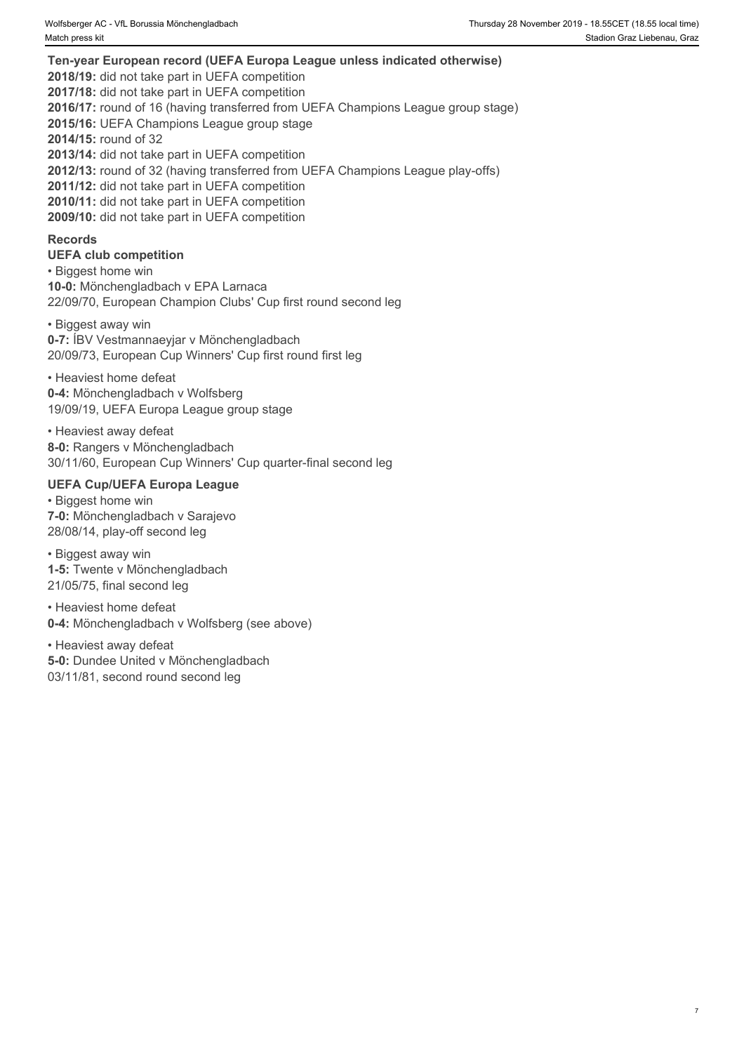## Ten-year European record (UEFA Europa League unless indicated otherwise)

**2018/19:** did not take part in UEFA competition
**2017/18:** did not take part in UEFA competition
**2016/17:** round of 16 (having transferred from UEFA Champions League group stage)
**2015/16:** UEFA Champions League group stage
**2014/15:** round of 32
**2013/14:** did not take part in UEFA competition
**2012/13:** round of 32 (having transferred from UEFA Champions League play-offs)
**2011/12:** did not take part in UEFA competition
**2010/11:** did not take part in UEFA competition
**2009/10:** did not take part in UEFA competition

## Records

### UEFA club competition

• Biggest home win
**10-0:** Mönchengladbach v EPA Larnaca
22/09/70, European Champion Clubs' Cup first round second leg

• Biggest away win
**0-7:** ÍBV Vestmannaeyjar v Mönchengladbach
20/09/73, European Cup Winners' Cup first round first leg

• Heaviest home defeat
**0-4:** Mönchengladbach v Wolfsberg
19/09/19, UEFA Europa League group stage

• Heaviest away defeat
**8-0:** Rangers v Mönchengladbach
30/11/60, European Cup Winners' Cup quarter-final second leg

### UEFA Cup/UEFA Europa League

• Biggest home win
**7-0:** Mönchengladbach v Sarajevo
28/08/14, play-off second leg

• Biggest away win
**1-5:** Twente v Mönchengladbach
21/05/75, final second leg

• Heaviest home defeat
**0-4:** Mönchengladbach v Wolfsberg (see above)

• Heaviest away defeat
**5-0:** Dundee United v Mönchengladbach
03/11/81, second round second leg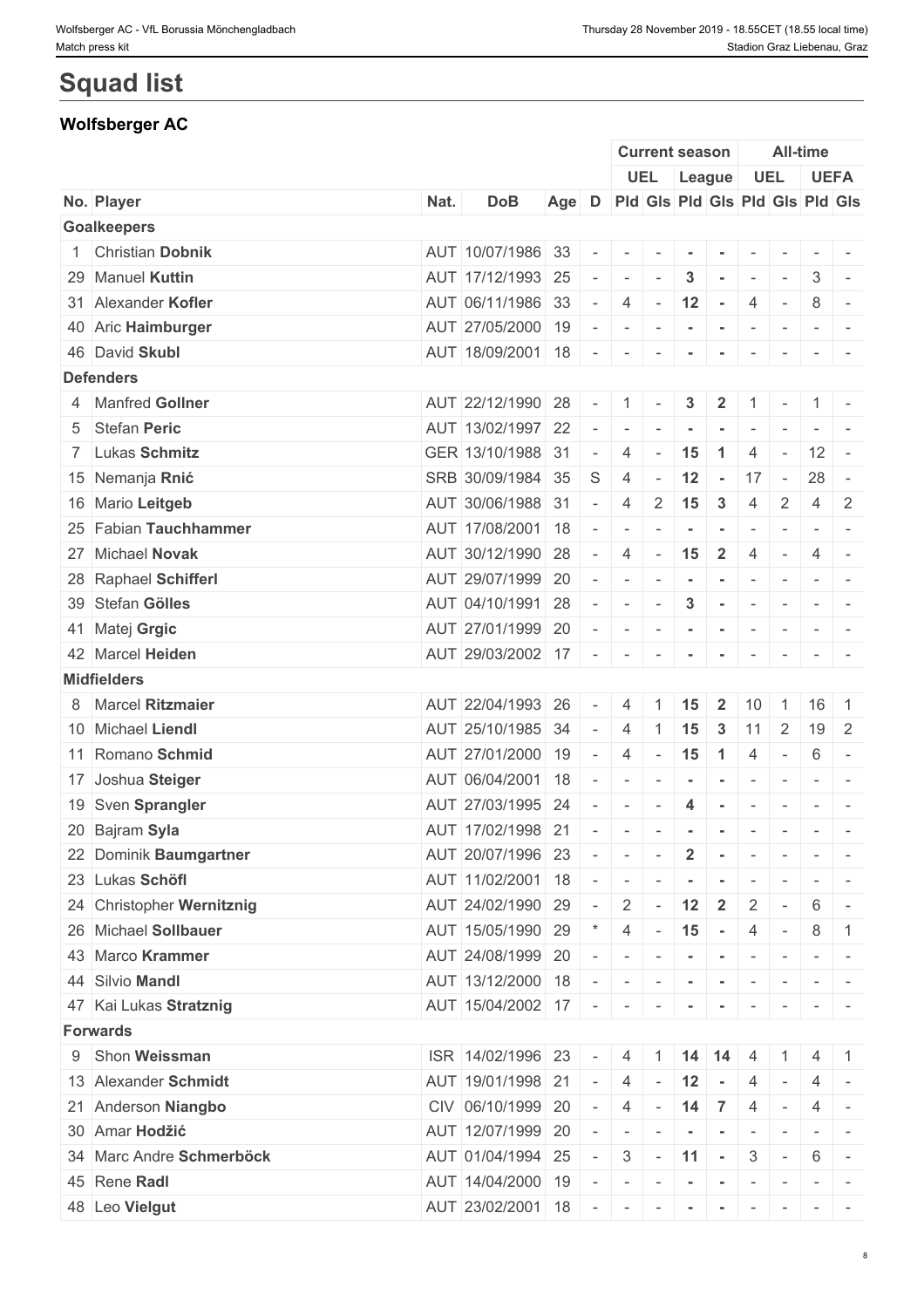# Squad list

## Wolfsberger AC

| No. | Player | Nat. | DoB | Age | D | Current season UEL Pld | Current season UEL Gls | Current season League Pld | Current season League Gls | All-time UEL Pld | All-time UEL Gls | All-time UEFA Pld | All-time UEFA Gls |
|---|---|---|---|---|---|---|---|---|---|---|---|---|---|
| **Goalkeepers** | | | | | | | | | | | | | |
| 1 | Christian **Dobnik** | AUT | 10/07/1986 | 33 | - | - | - | - | - | - | - | - | - |
| 29 | Manuel **Kuttin** | AUT | 17/12/1993 | 25 | - | - | - | 3 | - | - | - | 3 | - |
| 31 | Alexander **Kofler** | AUT | 06/11/1986 | 33 | - | 4 | - | 12 | - | 4 | - | 8 | - |
| 40 | Aric **Haimburger** | AUT | 27/05/2000 | 19 | - | - | - | - | - | - | - | - | - |
| 46 | David **Skubl** | AUT | 18/09/2001 | 18 | - | - | - | - | - | - | - | - | - |
| **Defenders** | | | | | | | | | | | | | |
| 4 | Manfred **Gollner** | AUT | 22/12/1990 | 28 | - | 1 | - | 3 | 2 | 1 | - | 1 | - |
| 5 | Stefan **Peric** | AUT | 13/02/1997 | 22 | - | - | - | - | - | - | - | - | - |
| 7 | Lukas **Schmitz** | GER | 13/10/1988 | 31 | - | 4 | - | 15 | 1 | 4 | - | 12 | - |
| 15 | Nemanja **Rnić** | SRB | 30/09/1984 | 35 | S | 4 | - | 12 | - | 17 | - | 28 | - |
| 16 | Mario **Leitgeb** | AUT | 30/06/1988 | 31 | - | 4 | 2 | 15 | 3 | 4 | 2 | 4 | 2 |
| 25 | Fabian **Tauchhammer** | AUT | 17/08/2001 | 18 | - | - | - | - | - | - | - | - | - |
| 27 | Michael **Novak** | AUT | 30/12/1990 | 28 | - | 4 | - | 15 | 2 | 4 | - | 4 | - |
| 28 | Raphael **Schifferl** | AUT | 29/07/1999 | 20 | - | - | - | - | - | - | - | - | - |
| 39 | Stefan **Gölles** | AUT | 04/10/1991 | 28 | - | - | - | 3 | - | - | - | - | - |
| 41 | Matej **Grgic** | AUT | 27/01/1999 | 20 | - | - | - | - | - | - | - | - | - |
| 42 | Marcel **Heiden** | AUT | 29/03/2002 | 17 | - | - | - | - | - | - | - | - | - |
| **Midfielders** | | | | | | | | | | | | | |
| 8 | Marcel **Ritzmaier** | AUT | 22/04/1993 | 26 | - | 4 | 1 | 15 | 2 | 10 | 1 | 16 | 1 |
| 10 | Michael **Liendl** | AUT | 25/10/1985 | 34 | - | 4 | 1 | 15 | 3 | 11 | 2 | 19 | 2 |
| 11 | Romano **Schmid** | AUT | 27/01/2000 | 19 | - | 4 | - | 15 | 1 | 4 | - | 6 | - |
| 17 | Joshua **Steiger** | AUT | 06/04/2001 | 18 | - | - | - | - | - | - | - | - | - |
| 19 | Sven **Sprangler** | AUT | 27/03/1995 | 24 | - | - | - | 4 | - | - | - | - | - |
| 20 | Bajram **Syla** | AUT | 17/02/1998 | 21 | - | - | - | - | - | - | - | - | - |
| 22 | Dominik **Baumgartner** | AUT | 20/07/1996 | 23 | - | - | - | 2 | - | - | - | - | - |
| 23 | Lukas **Schöfl** | AUT | 11/02/2001 | 18 | - | - | - | - | - | - | - | - | - |
| 24 | Christopher **Wernitznig** | AUT | 24/02/1990 | 29 | - | 2 | - | 12 | 2 | 2 | - | 6 | - |
| 26 | Michael **Sollbauer** | AUT | 15/05/1990 | 29 | * | 4 | - | 15 | - | 4 | - | 8 | 1 |
| 43 | Marco **Krammer** | AUT | 24/08/1999 | 20 | - | - | - | - | - | - | - | - | - |
| 44 | Silvio **Mandl** | AUT | 13/12/2000 | 18 | - | - | - | - | - | - | - | - | - |
| 47 | Kai Lukas **Stratznig** | AUT | 15/04/2002 | 17 | - | - | - | - | - | - | - | - | - |
| **Forwards** | | | | | | | | | | | | | |
| 9 | Shon **Weissman** | ISR | 14/02/1996 | 23 | - | 4 | 1 | 14 | 14 | 4 | 1 | 4 | 1 |
| 13 | Alexander **Schmidt** | AUT | 19/01/1998 | 21 | - | 4 | - | 12 | - | 4 | - | 4 | - |
| 21 | Anderson **Niangbo** | CIV | 06/10/1999 | 20 | - | 4 | - | 14 | 7 | 4 | - | 4 | - |
| 30 | Amar **Hodžić** | AUT | 12/07/1999 | 20 | - | - | - | - | - | - | - | - | - |
| 34 | Marc Andre **Schmerböck** | AUT | 01/04/1994 | 25 | - | 3 | - | 11 | - | 3 | - | 6 | - |
| 45 | Rene **Radl** | AUT | 14/04/2000 | 19 | - | - | - | - | - | - | - | - | - |
| 48 | Leo **Vielgut** | AUT | 23/02/2001 | 18 | - | - | - | - | - | - | - | - | - |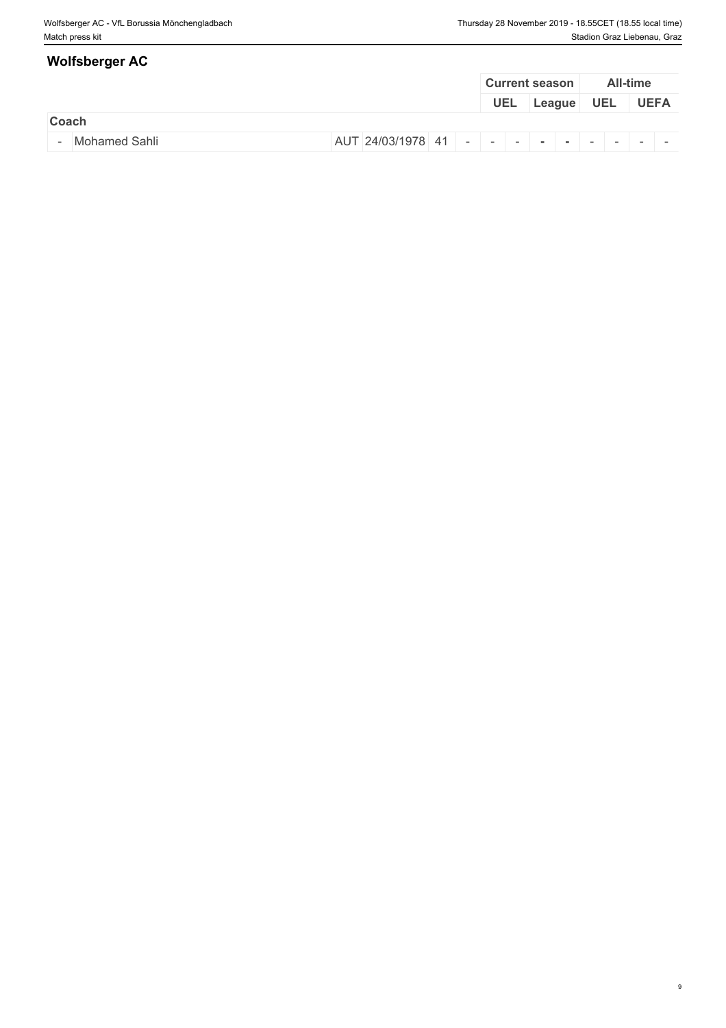## Wolfsberger AC

| | | | | | Current season | | | | All-time | | | |
|---|---|---|---|---|---|---|---|---|---|---|---|---|
| | | | | | UEL | | League | | UEL | | UEFA | |
| **Coach** | | | | | | | | | | | | |
| - | Mohamed Sahli | AUT | 24/03/1978 | 41 | - | - | - | - | - | - | - | - |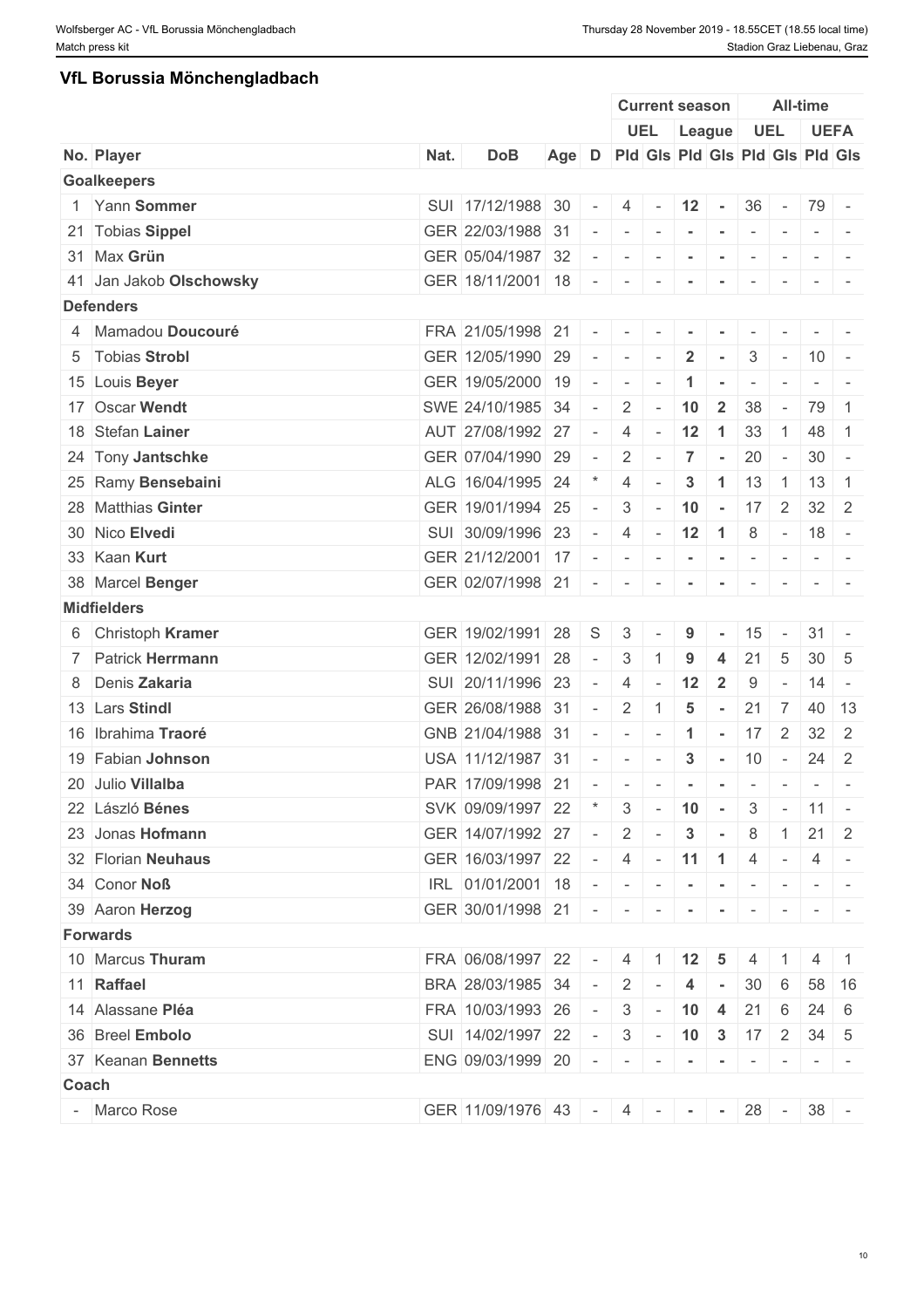## VfL Borussia Mönchengladbach

| No. | Player | Nat. | DoB | Age | D | Current season | | | | All-time | | | |
|---|---|---|---|---|---|---|---|---|---|---|---|---|---|
| | | | | | | UEL | | League | | UEL | | UEFA | |
| | | | | | | Pld | Gls | Pld | Gls | Pld | Gls | Pld | Gls |
| **Goalkeepers** | | | | | | | | | | | | | |
| 1 | Yann **Sommer** | SUI | 17/12/1988 | 30 | - | 4 | - | 12 | - | 36 | - | 79 | - |
| 21 | Tobias **Sippel** | GER | 22/03/1988 | 31 | - | - | - | - | - | - | - | - | - |
| 31 | Max **Grün** | GER | 05/04/1987 | 32 | - | - | - | - | - | - | - | - | - |
| 41 | Jan Jakob **Olschowsky** | GER | 18/11/2001 | 18 | - | - | - | - | - | - | - | - | - |
| **Defenders** | | | | | | | | | | | | | |
| 4 | Mamadou **Doucouré** | FRA | 21/05/1998 | 21 | - | - | - | - | - | - | - | - | - |
| 5 | Tobias **Strobl** | GER | 12/05/1990 | 29 | - | - | - | 2 | - | 3 | - | 10 | - |
| 15 | Louis **Beyer** | GER | 19/05/2000 | 19 | - | - | - | 1 | - | - | - | - | - |
| 17 | Oscar **Wendt** | SWE | 24/10/1985 | 34 | - | 2 | - | 10 | 2 | 38 | - | 79 | 1 |
| 18 | Stefan **Lainer** | AUT | 27/08/1992 | 27 | - | 4 | - | 12 | 1 | 33 | 1 | 48 | 1 |
| 24 | Tony **Jantschke** | GER | 07/04/1990 | 29 | - | 2 | - | 7 | - | 20 | - | 30 | - |
| 25 | Ramy **Bensebaini** | ALG | 16/04/1995 | 24 | * | 4 | - | 3 | 1 | 13 | 1 | 13 | 1 |
| 28 | Matthias **Ginter** | GER | 19/01/1994 | 25 | - | 3 | - | 10 | - | 17 | 2 | 32 | 2 |
| 30 | Nico **Elvedi** | SUI | 30/09/1996 | 23 | - | 4 | - | 12 | 1 | 8 | - | 18 | - |
| 33 | Kaan **Kurt** | GER | 21/12/2001 | 17 | - | - | - | - | - | - | - | - | - |
| 38 | Marcel **Benger** | GER | 02/07/1998 | 21 | - | - | - | - | - | - | - | - | - |
| **Midfielders** | | | | | | | | | | | | | |
| 6 | Christoph **Kramer** | GER | 19/02/1991 | 28 | S | 3 | - | 9 | - | 15 | - | 31 | - |
| 7 | Patrick **Herrmann** | GER | 12/02/1991 | 28 | - | 3 | 1 | 9 | 4 | 21 | 5 | 30 | 5 |
| 8 | Denis **Zakaria** | SUI | 20/11/1996 | 23 | - | 4 | - | 12 | 2 | 9 | - | 14 | - |
| 13 | Lars **Stindl** | GER | 26/08/1988 | 31 | - | 2 | 1 | 5 | - | 21 | 7 | 40 | 13 |
| 16 | Ibrahima **Traoré** | GNB | 21/04/1988 | 31 | - | - | - | 1 | - | 17 | 2 | 32 | 2 |
| 19 | Fabian **Johnson** | USA | 11/12/1987 | 31 | - | - | - | 3 | - | 10 | - | 24 | 2 |
| 20 | Julio **Villalba** | PAR | 17/09/1998 | 21 | - | - | - | - | - | - | - | - | - |
| 22 | László **Bénes** | SVK | 09/09/1997 | 22 | * | 3 | - | 10 | - | 3 | - | 11 | - |
| 23 | Jonas **Hofmann** | GER | 14/07/1992 | 27 | - | 2 | - | 3 | - | 8 | 1 | 21 | 2 |
| 32 | Florian **Neuhaus** | GER | 16/03/1997 | 22 | - | 4 | - | 11 | 1 | 4 | - | 4 | - |
| 34 | Conor **Noß** | IRL | 01/01/2001 | 18 | - | - | - | - | - | - | - | - | - |
| 39 | Aaron **Herzog** | GER | 30/01/1998 | 21 | - | - | - | - | - | - | - | - | - |
| **Forwards** | | | | | | | | | | | | | |
| 10 | Marcus **Thuram** | FRA | 06/08/1997 | 22 | - | 4 | 1 | 12 | 5 | 4 | 1 | 4 | 1 |
| 11 | **Raffael** | BRA | 28/03/1985 | 34 | - | 2 | - | 4 | - | 30 | 6 | 58 | 16 |
| 14 | Alassane **Pléa** | FRA | 10/03/1993 | 26 | - | 3 | - | 10 | 4 | 21 | 6 | 24 | 6 |
| 36 | Breel **Embolo** | SUI | 14/02/1997 | 22 | - | 3 | - | 10 | 3 | 17 | 2 | 34 | 5 |
| 37 | Keanan **Bennetts** | ENG | 09/03/1999 | 20 | - | - | - | - | - | - | - | - | - |
| **Coach** | | | | | | | | | | | | | |
| - | Marco Rose | GER | 11/09/1976 | 43 | - | 4 | - | - | - | 28 | - | 38 | - |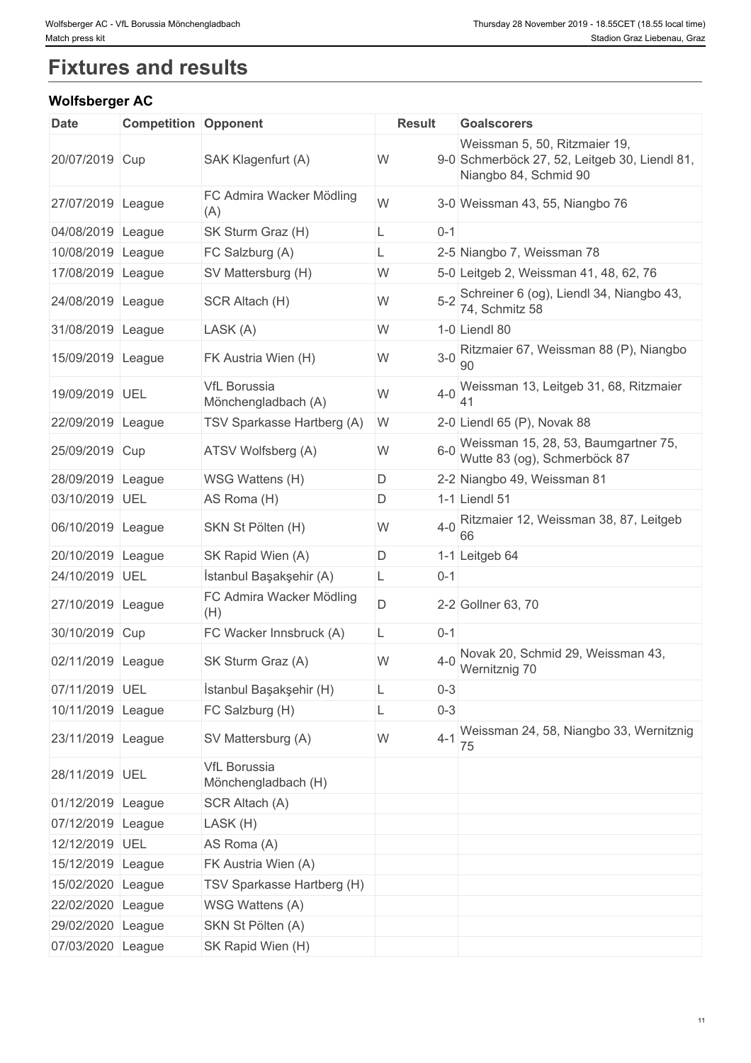# Fixtures and results

## Wolfsberger AC

| Date | Competition | Opponent | Result | | Goalscorers |
|---|---|---|---|---|---|
| 20/07/2019 | Cup | SAK Klagenfurt (A) | W | 9-0 | Weissman 5, 50, Ritzmaier 19, Schmerböck 27, 52, Leitgeb 30, Liendl 81, Niangbo 84, Schmid 90 |
| 27/07/2019 | League | FC Admira Wacker Mödling (A) | W | 3-0 | Weissman 43, 55, Niangbo 76 |
| 04/08/2019 | League | SK Sturm Graz (H) | L | 0-1 | |
| 10/08/2019 | League | FC Salzburg (A) | L | 2-5 | Niangbo 7, Weissman 78 |
| 17/08/2019 | League | SV Mattersburg (H) | W | 5-0 | Leitgeb 2, Weissman 41, 48, 62, 76 |
| 24/08/2019 | League | SCR Altach (H) | W | 5-2 | Schreiner 6 (og), Liendl 34, Niangbo 43, 74, Schmitz 58 |
| 31/08/2019 | League | LASK (A) | W | 1-0 | Liendl 80 |
| 15/09/2019 | League | FK Austria Wien (H) | W | 3-0 | Ritzmaier 67, Weissman 88 (P), Niangbo 90 |
| 19/09/2019 | UEL | VfL Borussia Mönchengladbach (A) | W | 4-0 | Weissman 13, Leitgeb 31, 68, Ritzmaier 41 |
| 22/09/2019 | League | TSV Sparkasse Hartberg (A) | W | 2-0 | Liendl 65 (P), Novak 88 |
| 25/09/2019 | Cup | ATSV Wolfsberg (A) | W | 6-0 | Weissman 15, 28, 53, Baumgartner 75, Wutte 83 (og), Schmerböck 87 |
| 28/09/2019 | League | WSG Wattens (H) | D | 2-2 | Niangbo 49, Weissman 81 |
| 03/10/2019 | UEL | AS Roma (H) | D | 1-1 | Liendl 51 |
| 06/10/2019 | League | SKN St Pölten (H) | W | 4-0 | Ritzmaier 12, Weissman 38, 87, Leitgeb 66 |
| 20/10/2019 | League | SK Rapid Wien (A) | D | 1-1 | Leitgeb 64 |
| 24/10/2019 | UEL | İstanbul Başakşehir (A) | L | 0-1 | |
| 27/10/2019 | League | FC Admira Wacker Mödling (H) | D | 2-2 | Gollner 63, 70 |
| 30/10/2019 | Cup | FC Wacker Innsbruck (A) | L | 0-1 | |
| 02/11/2019 | League | SK Sturm Graz (A) | W | 4-0 | Novak 20, Schmid 29, Weissman 43, Wernitznig 70 |
| 07/11/2019 | UEL | İstanbul Başakşehir (H) | L | 0-3 | |
| 10/11/2019 | League | FC Salzburg (H) | L | 0-3 | |
| 23/11/2019 | League | SV Mattersburg (A) | W | 4-1 | Weissman 24, 58, Niangbo 33, Wernitznig 75 |
| 28/11/2019 | UEL | VfL Borussia Mönchengladbach (H) | | | |
| 01/12/2019 | League | SCR Altach (A) | | | |
| 07/12/2019 | League | LASK (H) | | | |
| 12/12/2019 | UEL | AS Roma (A) | | | |
| 15/12/2019 | League | FK Austria Wien (A) | | | |
| 15/02/2020 | League | TSV Sparkasse Hartberg (H) | | | |
| 22/02/2020 | League | WSG Wattens (A) | | | |
| 29/02/2020 | League | SKN St Pölten (A) | | | |
| 07/03/2020 | League | SK Rapid Wien (H) | | | |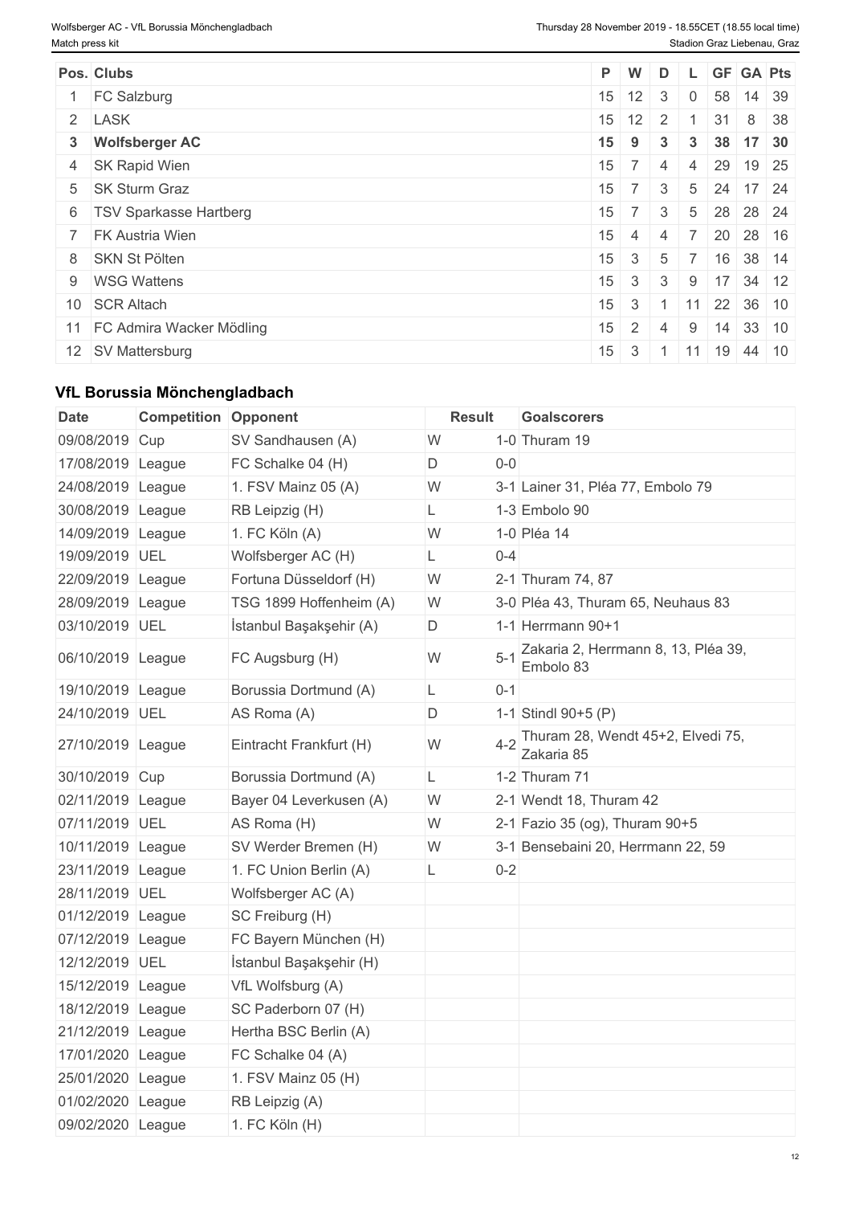| Pos. | Clubs | P | W | D | L | GF | GA | Pts |
|---|---|---|---|---|---|---|---|---|
| 1 | FC Salzburg | 15 | 12 | 3 | 0 | 58 | 14 | 39 |
| 2 | LASK | 15 | 12 | 2 | 1 | 31 | 8 | 38 |
| **3** | **Wolfsberger AC** | **15** | **9** | **3** | **3** | **38** | **17** | **30** |
| 4 | SK Rapid Wien | 15 | 7 | 4 | 4 | 29 | 19 | 25 |
| 5 | SK Sturm Graz | 15 | 7 | 3 | 5 | 24 | 17 | 24 |
| 6 | TSV Sparkasse Hartberg | 15 | 7 | 3 | 5 | 28 | 28 | 24 |
| 7 | FK Austria Wien | 15 | 4 | 4 | 7 | 20 | 28 | 16 |
| 8 | SKN St Pölten | 15 | 3 | 5 | 7 | 16 | 38 | 14 |
| 9 | WSG Wattens | 15 | 3 | 3 | 9 | 17 | 34 | 12 |
| 10 | SCR Altach | 15 | 3 | 1 | 11 | 22 | 36 | 10 |
| 11 | FC Admira Wacker Mödling | 15 | 2 | 4 | 9 | 14 | 33 | 10 |
| 12 | SV Mattersburg | 15 | 3 | 1 | 11 | 19 | 44 | 10 |

## VfL Borussia Mönchengladbach

| Date | Competition | Opponent | Result | | Goalscorers |
|---|---|---|---|---|---|
| 09/08/2019 | Cup | SV Sandhausen (A) | W | 1-0 | Thuram 19 |
| 17/08/2019 | League | FC Schalke 04 (H) | D | 0-0 | |
| 24/08/2019 | League | 1. FSV Mainz 05 (A) | W | 3-1 | Lainer 31, Pléa 77, Embolo 79 |
| 30/08/2019 | League | RB Leipzig (H) | L | 1-3 | Embolo 90 |
| 14/09/2019 | League | 1. FC Köln (A) | W | 1-0 | Pléa 14 |
| 19/09/2019 | UEL | Wolfsberger AC (H) | L | 0-4 | |
| 22/09/2019 | League | Fortuna Düsseldorf (H) | W | 2-1 | Thuram 74, 87 |
| 28/09/2019 | League | TSG 1899 Hoffenheim (A) | W | 3-0 | Pléa 43, Thuram 65, Neuhaus 83 |
| 03/10/2019 | UEL | İstanbul Başakşehir (A) | D | 1-1 | Herrmann 90+1 |
| 06/10/2019 | League | FC Augsburg (H) | W | 5-1 | Zakaria 2, Herrmann 8, 13, Pléa 39, Embolo 83 |
| 19/10/2019 | League | Borussia Dortmund (A) | L | 0-1 | |
| 24/10/2019 | UEL | AS Roma (A) | D | 1-1 | Stindl 90+5 (P) |
| 27/10/2019 | League | Eintracht Frankfurt (H) | W | 4-2 | Thuram 28, Wendt 45+2, Elvedi 75, Zakaria 85 |
| 30/10/2019 | Cup | Borussia Dortmund (A) | L | 1-2 | Thuram 71 |
| 02/11/2019 | League | Bayer 04 Leverkusen (A) | W | 2-1 | Wendt 18, Thuram 42 |
| 07/11/2019 | UEL | AS Roma (H) | W | 2-1 | Fazio 35 (og), Thuram 90+5 |
| 10/11/2019 | League | SV Werder Bremen (H) | W | 3-1 | Bensebaini 20, Herrmann 22, 59 |
| 23/11/2019 | League | 1. FC Union Berlin (A) | L | 0-2 | |
| 28/11/2019 | UEL | Wolfsberger AC (A) | | | |
| 01/12/2019 | League | SC Freiburg (H) | | | |
| 07/12/2019 | League | FC Bayern München (H) | | | |
| 12/12/2019 | UEL | İstanbul Başakşehir (H) | | | |
| 15/12/2019 | League | VfL Wolfsburg (A) | | | |
| 18/12/2019 | League | SC Paderborn 07 (H) | | | |
| 21/12/2019 | League | Hertha BSC Berlin (A) | | | |
| 17/01/2020 | League | FC Schalke 04 (A) | | | |
| 25/01/2020 | League | 1. FSV Mainz 05 (H) | | | |
| 01/02/2020 | League | RB Leipzig (A) | | | |
| 09/02/2020 | League | 1. FC Köln (H) | | | |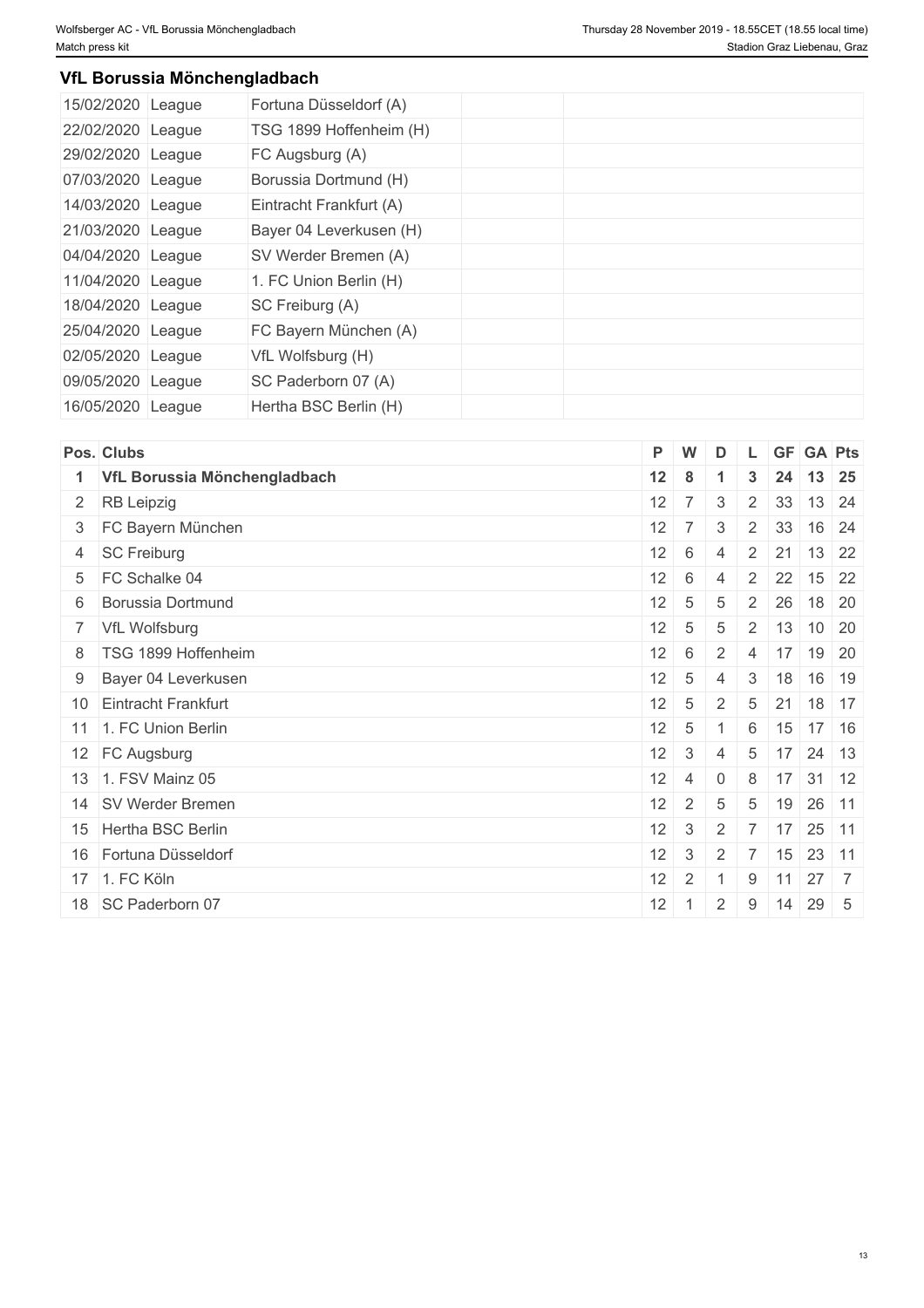## VfL Borussia Mönchengladbach

| | | | | |
|---|---|---|---|---|
| 15/02/2020 | League | Fortuna Düsseldorf (A) | | |
| 22/02/2020 | League | TSG 1899 Hoffenheim (H) | | |
| 29/02/2020 | League | FC Augsburg (A) | | |
| 07/03/2020 | League | Borussia Dortmund (H) | | |
| 14/03/2020 | League | Eintracht Frankfurt (A) | | |
| 21/03/2020 | League | Bayer 04 Leverkusen (H) | | |
| 04/04/2020 | League | SV Werder Bremen (A) | | |
| 11/04/2020 | League | 1. FC Union Berlin (H) | | |
| 18/04/2020 | League | SC Freiburg (A) | | |
| 25/04/2020 | League | FC Bayern München (A) | | |
| 02/05/2020 | League | VfL Wolfsburg (H) | | |
| 09/05/2020 | League | SC Paderborn 07 (A) | | |
| 16/05/2020 | League | Hertha BSC Berlin (H) | | |

| Pos. | Clubs | P | W | D | L | GF | GA | Pts |
|---|---|---|---|---|---|---|---|---|
| **1** | **VfL Borussia Mönchengladbach** | **12** | **8** | **1** | **3** | **24** | **13** | **25** |
| 2 | RB Leipzig | 12 | 7 | 3 | 2 | 33 | 13 | 24 |
| 3 | FC Bayern München | 12 | 7 | 3 | 2 | 33 | 16 | 24 |
| 4 | SC Freiburg | 12 | 6 | 4 | 2 | 21 | 13 | 22 |
| 5 | FC Schalke 04 | 12 | 6 | 4 | 2 | 22 | 15 | 22 |
| 6 | Borussia Dortmund | 12 | 5 | 5 | 2 | 26 | 18 | 20 |
| 7 | VfL Wolfsburg | 12 | 5 | 5 | 2 | 13 | 10 | 20 |
| 8 | TSG 1899 Hoffenheim | 12 | 6 | 2 | 4 | 17 | 19 | 20 |
| 9 | Bayer 04 Leverkusen | 12 | 5 | 4 | 3 | 18 | 16 | 19 |
| 10 | Eintracht Frankfurt | 12 | 5 | 2 | 5 | 21 | 18 | 17 |
| 11 | 1. FC Union Berlin | 12 | 5 | 1 | 6 | 15 | 17 | 16 |
| 12 | FC Augsburg | 12 | 3 | 4 | 5 | 17 | 24 | 13 |
| 13 | 1. FSV Mainz 05 | 12 | 4 | 0 | 8 | 17 | 31 | 12 |
| 14 | SV Werder Bremen | 12 | 2 | 5 | 5 | 19 | 26 | 11 |
| 15 | Hertha BSC Berlin | 12 | 3 | 2 | 7 | 17 | 25 | 11 |
| 16 | Fortuna Düsseldorf | 12 | 3 | 2 | 7 | 15 | 23 | 11 |
| 17 | 1. FC Köln | 12 | 2 | 1 | 9 | 11 | 27 | 7 |
| 18 | SC Paderborn 07 | 12 | 1 | 2 | 9 | 14 | 29 | 5 |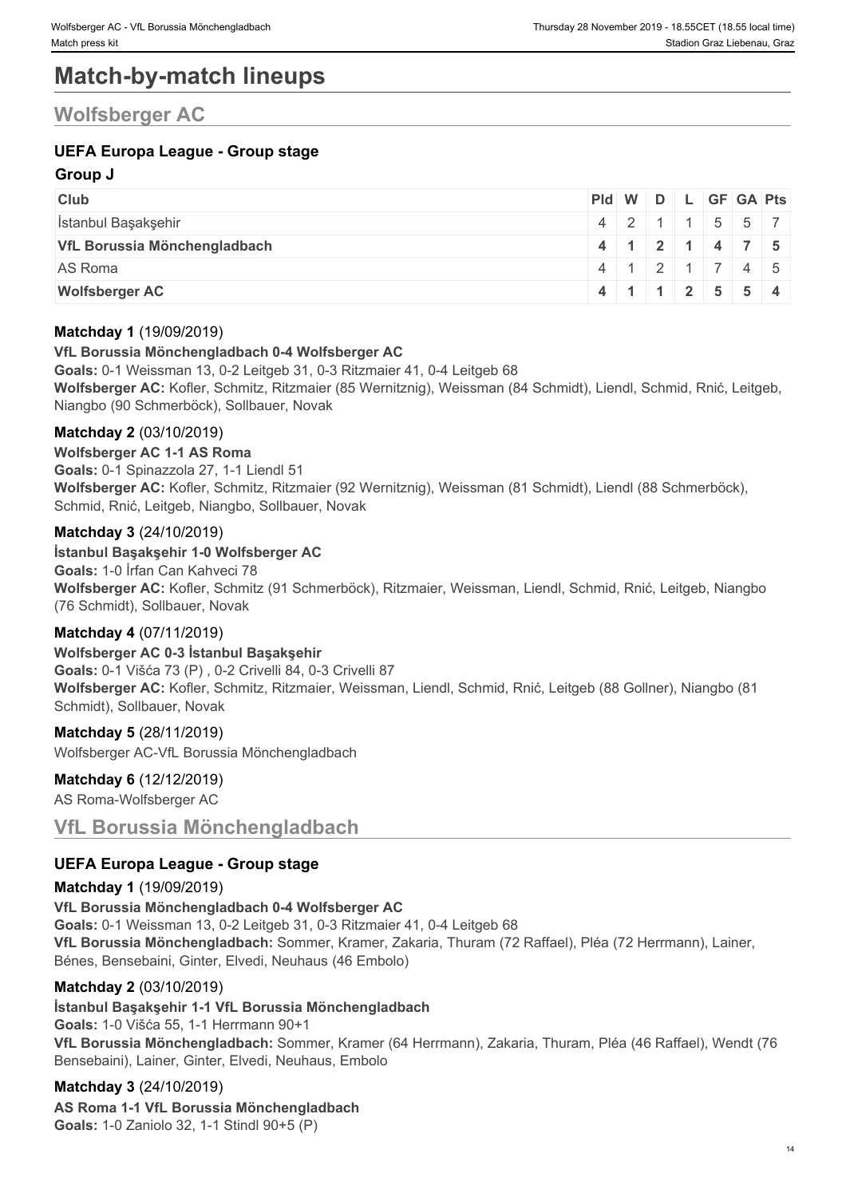# Match-by-match lineups

## Wolfsberger AC

### UEFA Europa League - Group stage

#### Group J

| Club | Pld | W | D | L | GF | GA | Pts |
|---|---|---|---|---|---|---|---|
| İstanbul Başakşehir | 4 | 2 | 1 | 1 | 5 | 5 | 7 |
| **VfL Borussia Mönchengladbach** | **4** | **1** | **2** | **1** | **4** | **7** | **5** |
| AS Roma | 4 | 1 | 2 | 1 | 7 | 4 | 5 |
| **Wolfsberger AC** | **4** | **1** | **1** | **2** | **5** | **5** | **4** |

**Matchday 1** (19/09/2019)

**VfL Borussia Mönchengladbach 0-4 Wolfsberger AC**

**Goals:** 0-1 Weissman 13, 0-2 Leitgeb 31, 0-3 Ritzmaier 41, 0-4 Leitgeb 68

**Wolfsberger AC:** Kofler, Schmitz, Ritzmaier (85 Wernitznig), Weissman (84 Schmidt), Liendl, Schmid, Rnić, Leitgeb, Niangbo (90 Schmerböck), Sollbauer, Novak

**Matchday 2** (03/10/2019)

**Wolfsberger AC 1-1 AS Roma**

**Goals:** 0-1 Spinazzola 27, 1-1 Liendl 51

**Wolfsberger AC:** Kofler, Schmitz, Ritzmaier (92 Wernitznig), Weissman (81 Schmidt), Liendl (88 Schmerböck), Schmid, Rnić, Leitgeb, Niangbo, Sollbauer, Novak

**Matchday 3** (24/10/2019)

**İstanbul Başakşehir 1-0 Wolfsberger AC**

**Goals:** 1-0 İrfan Can Kahveci 78

**Wolfsberger AC:** Kofler, Schmitz (91 Schmerböck), Ritzmaier, Weissman, Liendl, Schmid, Rnić, Leitgeb, Niangbo (76 Schmidt), Sollbauer, Novak

**Matchday 4** (07/11/2019)

**Wolfsberger AC 0-3 İstanbul Başakşehir**

**Goals:** 0-1 Višća 73 (P) , 0-2 Crivelli 84, 0-3 Crivelli 87

**Wolfsberger AC:** Kofler, Schmitz, Ritzmaier, Weissman, Liendl, Schmid, Rnić, Leitgeb (88 Gollner), Niangbo (81 Schmidt), Sollbauer, Novak

**Matchday 5** (28/11/2019)

Wolfsberger AC-VfL Borussia Mönchengladbach

**Matchday 6** (12/12/2019)

AS Roma-Wolfsberger AC

## VfL Borussia Mönchengladbach

### UEFA Europa League - Group stage

**Matchday 1** (19/09/2019)

**VfL Borussia Mönchengladbach 0-4 Wolfsberger AC**

**Goals:** 0-1 Weissman 13, 0-2 Leitgeb 31, 0-3 Ritzmaier 41, 0-4 Leitgeb 68

**VfL Borussia Mönchengladbach:** Sommer, Kramer, Zakaria, Thuram (72 Raffael), Pléa (72 Herrmann), Lainer, Bénes, Bensebaini, Ginter, Elvedi, Neuhaus (46 Embolo)

**Matchday 2** (03/10/2019)

**İstanbul Başakşehir 1-1 VfL Borussia Mönchengladbach**

**Goals:** 1-0 Višća 55, 1-1 Herrmann 90+1

**VfL Borussia Mönchengladbach:** Sommer, Kramer (64 Herrmann), Zakaria, Thuram, Pléa (46 Raffael), Wendt (76 Bensebaini), Lainer, Ginter, Elvedi, Neuhaus, Embolo

**Matchday 3** (24/10/2019)

**AS Roma 1-1 VfL Borussia Mönchengladbach**

**Goals:** 1-0 Zaniolo 32, 1-1 Stindl 90+5 (P)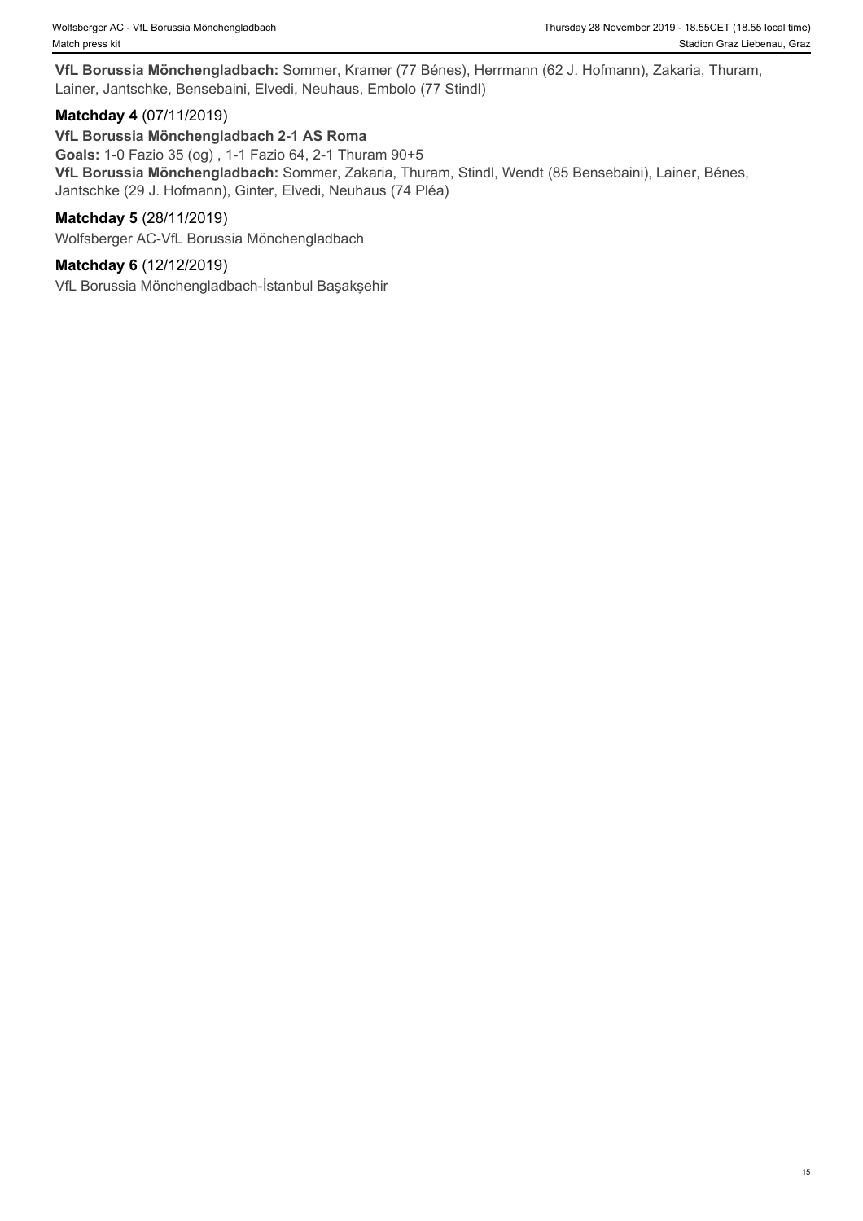**VfL Borussia Mönchengladbach:** Sommer, Kramer (77 Bénes), Herrmann (62 J. Hofmann), Zakaria, Thuram, Lainer, Jantschke, Bensebaini, Elvedi, Neuhaus, Embolo (77 Stindl)

**Matchday 4** (07/11/2019)

**VfL Borussia Mönchengladbach 2-1 AS Roma**

**Goals:** 1-0 Fazio 35 (og) , 1-1 Fazio 64, 2-1 Thuram 90+5

**VfL Borussia Mönchengladbach:** Sommer, Zakaria, Thuram, Stindl, Wendt (85 Bensebaini), Lainer, Bénes, Jantschke (29 J. Hofmann), Ginter, Elvedi, Neuhaus (74 Pléa)

**Matchday 5** (28/11/2019)

Wolfsberger AC-VfL Borussia Mönchengladbach

**Matchday 6** (12/12/2019)

VfL Borussia Mönchengladbach-İstanbul Başakşehir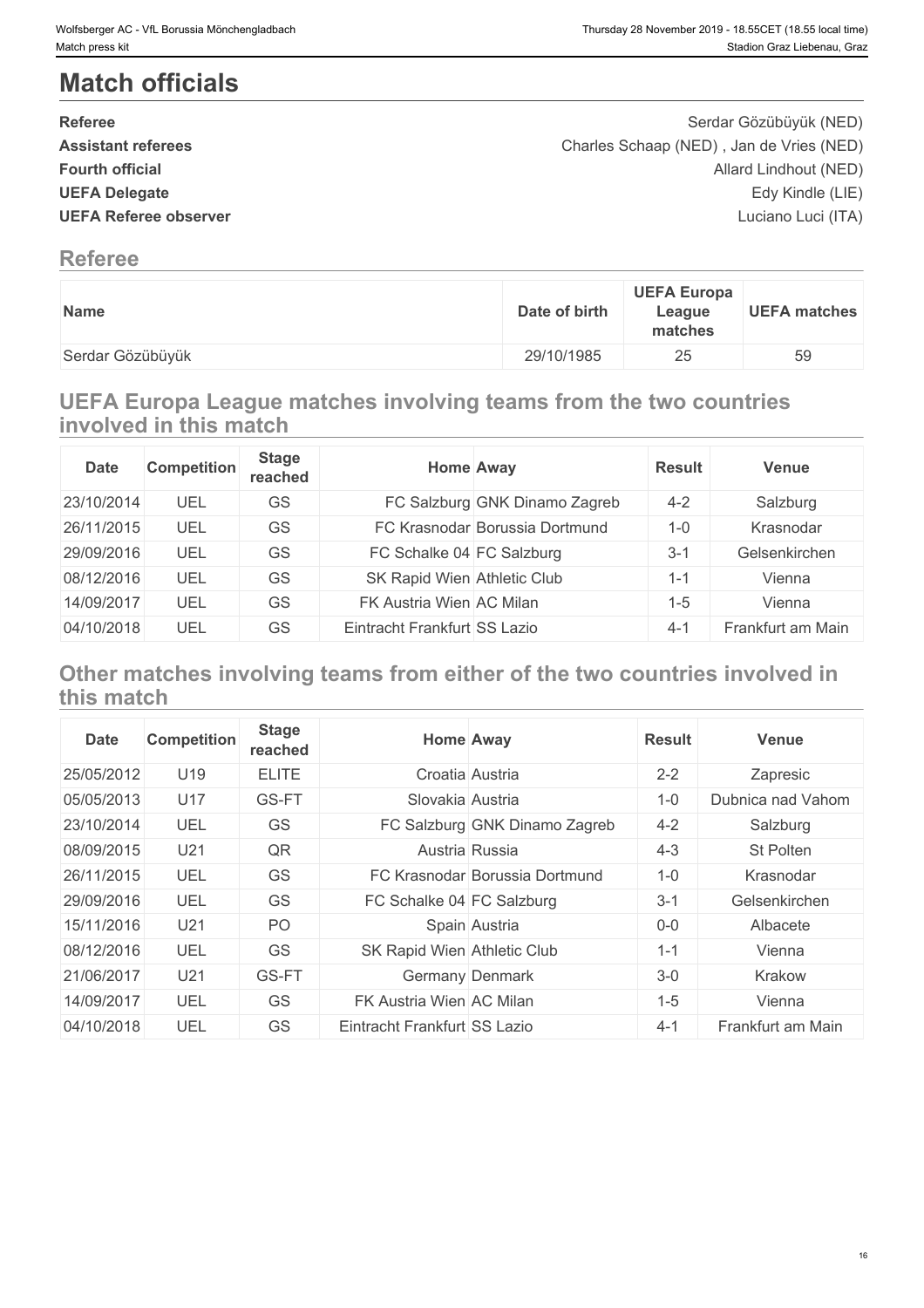# Match officials

| | |
|---|---|
| **Referee** | Serdar Gözübüyük (NED) |
| **Assistant referees** | Charles Schaap (NED) , Jan de Vries (NED) |
| **Fourth official** | Allard Lindhout (NED) |
| **UEFA Delegate** | Edy Kindle (LIE) |
| **UEFA Referee observer** | Luciano Luci (ITA) |

## Referee

| Name | Date of birth | UEFA Europa League matches | UEFA matches |
|---|---|---|---|
| Serdar Gözübüyük | 29/10/1985 | 25 | 59 |

## UEFA Europa League matches involving teams from the two countries involved in this match

| Date | Competition | Stage reached | Home | Away | Result | Venue |
|---|---|---|---|---|---|---|
| 23/10/2014 | UEL | GS | FC Salzburg | GNK Dinamo Zagreb | 4-2 | Salzburg |
| 26/11/2015 | UEL | GS | FC Krasnodar | Borussia Dortmund | 1-0 | Krasnodar |
| 29/09/2016 | UEL | GS | FC Schalke 04 | FC Salzburg | 3-1 | Gelsenkirchen |
| 08/12/2016 | UEL | GS | SK Rapid Wien | Athletic Club | 1-1 | Vienna |
| 14/09/2017 | UEL | GS | FK Austria Wien | AC Milan | 1-5 | Vienna |
| 04/10/2018 | UEL | GS | Eintracht Frankfurt | SS Lazio | 4-1 | Frankfurt am Main |

## Other matches involving teams from either of the two countries involved in this match

| Date | Competition | Stage reached | Home | Away | Result | Venue |
|---|---|---|---|---|---|---|
| 25/05/2012 | U19 | ELITE | Croatia | Austria | 2-2 | Zapresic |
| 05/05/2013 | U17 | GS-FT | Slovakia | Austria | 1-0 | Dubnica nad Vahom |
| 23/10/2014 | UEL | GS | FC Salzburg | GNK Dinamo Zagreb | 4-2 | Salzburg |
| 08/09/2015 | U21 | QR | Austria | Russia | 4-3 | St Polten |
| 26/11/2015 | UEL | GS | FC Krasnodar | Borussia Dortmund | 1-0 | Krasnodar |
| 29/09/2016 | UEL | GS | FC Schalke 04 | FC Salzburg | 3-1 | Gelsenkirchen |
| 15/11/2016 | U21 | PO | Spain | Austria | 0-0 | Albacete |
| 08/12/2016 | UEL | GS | SK Rapid Wien | Athletic Club | 1-1 | Vienna |
| 21/06/2017 | U21 | GS-FT | Germany | Denmark | 3-0 | Krakow |
| 14/09/2017 | UEL | GS | FK Austria Wien | AC Milan | 1-5 | Vienna |
| 04/10/2018 | UEL | GS | Eintracht Frankfurt | SS Lazio | 4-1 | Frankfurt am Main |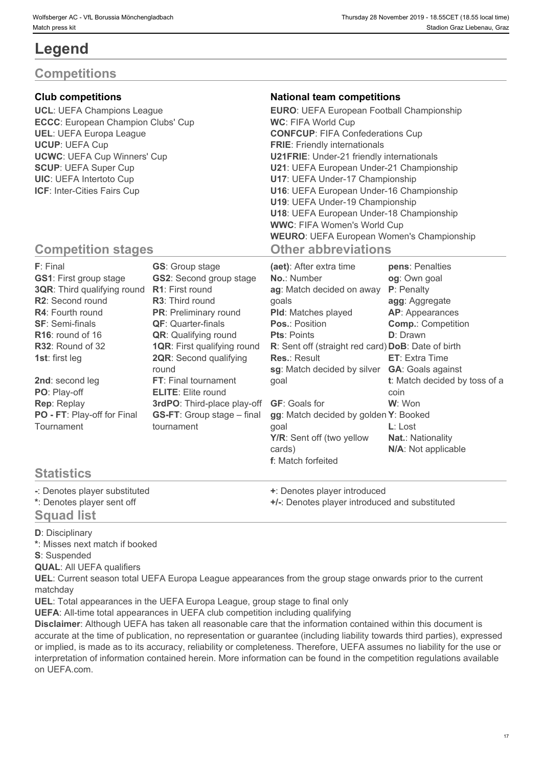# Legend

## Competitions

### Club competitions

**UCL**: UEFA Champions League
**ECCC**: European Champion Clubs' Cup
**UEL**: UEFA Europa League
**UCUP**: UEFA Cup
**UCWC**: UEFA Cup Winners' Cup
**SCUP**: UEFA Super Cup
**UIC**: UEFA Intertoto Cup
**ICF**: Inter-Cities Fairs Cup

### National team competitions

**EURO**: UEFA European Football Championship
**WC**: FIFA World Cup
**CONFCUP**: FIFA Confederations Cup
**FRIE**: Friendly internationals
**U21FRIE**: Under-21 friendly internationals
**U21**: UEFA European Under-21 Championship
**U17**: UEFA Under-17 Championship
**U16**: UEFA European Under-16 Championship
**U19**: UEFA Under-19 Championship
**U18**: UEFA European Under-18 Championship
**WWC**: FIFA Women's World Cup
**WEURO**: UEFA European Women's Championship

## Competition stages

**F**: Final
**GS1**: First group stage
**3QR**: Third qualifying round
**R2**: Second round
**R4**: Fourth round
**SF**: Semi-finals
**R16**: round of 16
**R32**: Round of 32
**1st**: first leg
**2nd**: second leg
**PO**: Play-off
**Rep**: Replay
**PO - FT**: Play-off for Final Tournament
**GS**: Group stage
**GS2**: Second group stage
**R1**: First round
**R3**: Third round
**PR**: Preliminary round
**QF**: Quarter-finals
**QR**: Qualifying round
**1QR**: First qualifying round
**2QR**: Second qualifying round
**FT**: Final tournament
**ELITE**: Elite round
**3rdPO**: Third-place play-off
**GS-FT**: Group stage – final tournament

## Other abbreviations

**(aet)**: After extra time
**No.**: Number
**ag**: Match decided on away goals
**Pld**: Matches played
**Pos.**: Position
**Pts**: Points
**R**: Sent off (straight red card)
**Res.**: Result
**sg**: Match decided by silver goal
**GF**: Goals for
**gg**: Match decided by golden goal
**Y/R**: Sent off (two yellow cards)
**f**: Match forfeited
**pens**: Penalties
**og**: Own goal
**P**: Penalty
**agg**: Aggregate
**AP**: Appearances
**Comp.**: Competition
**D**: Drawn
**DoB**: Date of birth
**ET**: Extra Time
**GA**: Goals against
**t**: Match decided by toss of a coin
**W**: Won
**Y**: Booked
**L**: Lost
**Nat.**: Nationality
**N/A**: Not applicable

## Statistics

**-**: Denotes player substituted
*****: Denotes player sent off
**+**: Denotes player introduced
**+/-**: Denotes player introduced and substituted

## Squad list

**D**: Disciplinary
*****: Misses next match if booked
**S**: Suspended
**QUAL**: All UEFA qualifiers
**UEL**: Current season total UEFA Europa League appearances from the group stage onwards prior to the current matchday
**UEL**: Total appearances in the UEFA Europa League, group stage to final only
**UEFA**: All-time total appearances in UEFA club competition including qualifying
**Disclaimer**: Although UEFA has taken all reasonable care that the information contained within this document is accurate at the time of publication, no representation or guarantee (including liability towards third parties), expressed or implied, is made as to its accuracy, reliability or completeness. Therefore, UEFA assumes no liability for the use or interpretation of information contained herein. More information can be found in the competition regulations available on UEFA.com.